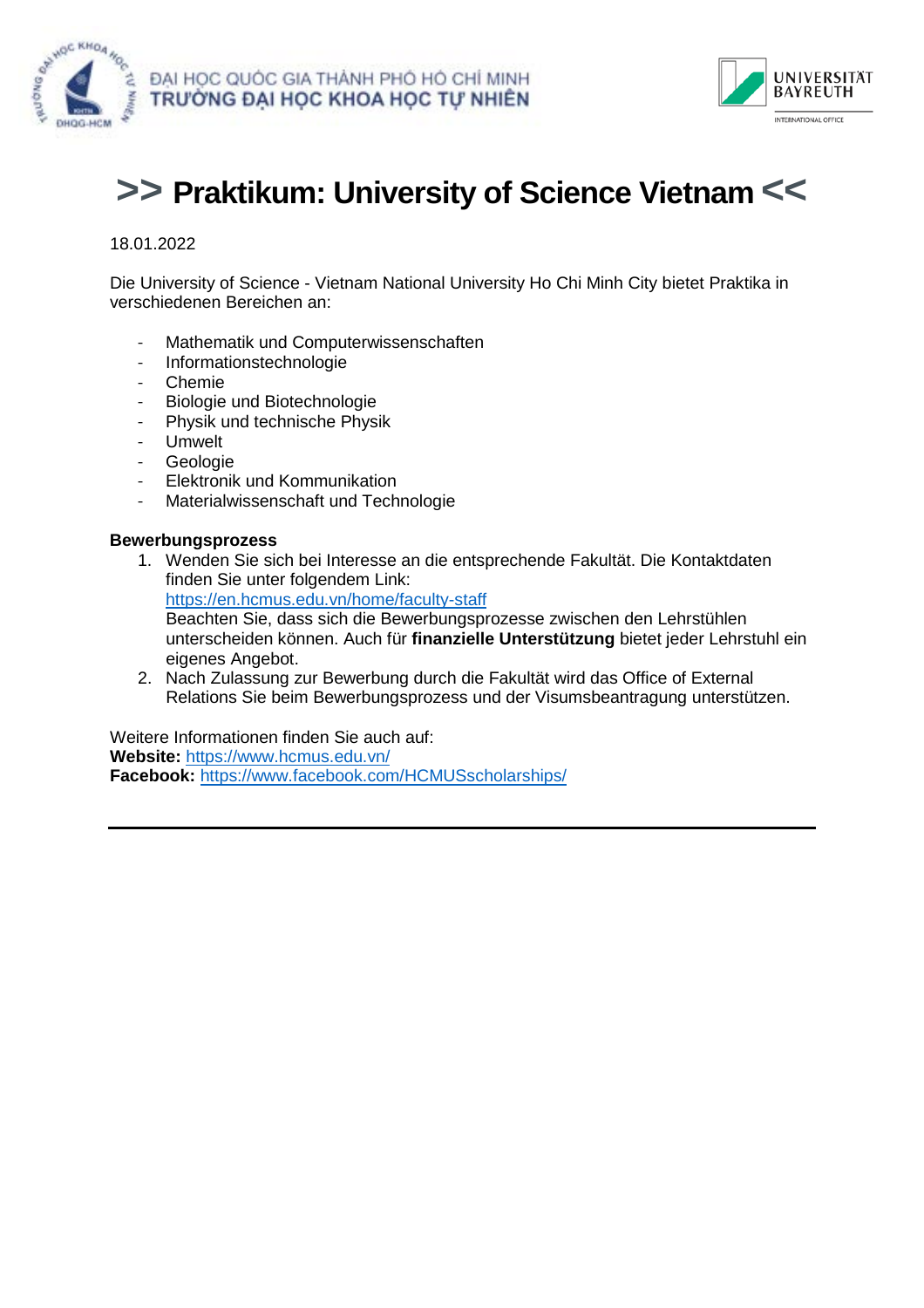ĐẠI HỌC QUỐC GIA THÀNH PHỐ HỒ CHÍ MINH
TRƯỜNG ĐẠI HỌC KHOA HỌC TỰ NHIÊN

UNIVERSITÄT BAYREUTH
INTERNATIONAL OFFICE

# >> Praktikum: University of Science Vietnam <<

18.01.2022

Die University of Science - Vietnam National University Ho Chi Minh City bietet Praktika in verschiedenen Bereichen an:

- Mathematik und Computerwissenschaften
- Informationstechnologie
- Chemie
- Biologie und Biotechnologie
- Physik und technische Physik
- Umwelt
- Geologie
- Elektronik und Kommunikation
- Materialwissenschaft und Technologie

**Bewerbungsprozess**

1. Wenden Sie sich bei Interesse an die entsprechende Fakultät. Die Kontaktdaten finden Sie unter folgendem Link:
   https://en.hcmus.edu.vn/home/faculty-staff
   Beachten Sie, dass sich die Bewerbungsprozesse zwischen den Lehrstühlen unterscheiden können. Auch für **finanzielle Unterstützung** bietet jeder Lehrstuhl ein eigenes Angebot.
2. Nach Zulassung zur Bewerbung durch die Fakultät wird das Office of External Relations Sie beim Bewerbungsprozess und der Visumsbeantragung unterstützen.

Weitere Informationen finden Sie auch auf:
**Website:** https://www.hcmus.edu.vn/
**Facebook:** https://www.facebook.com/HCMUSscholarships/

---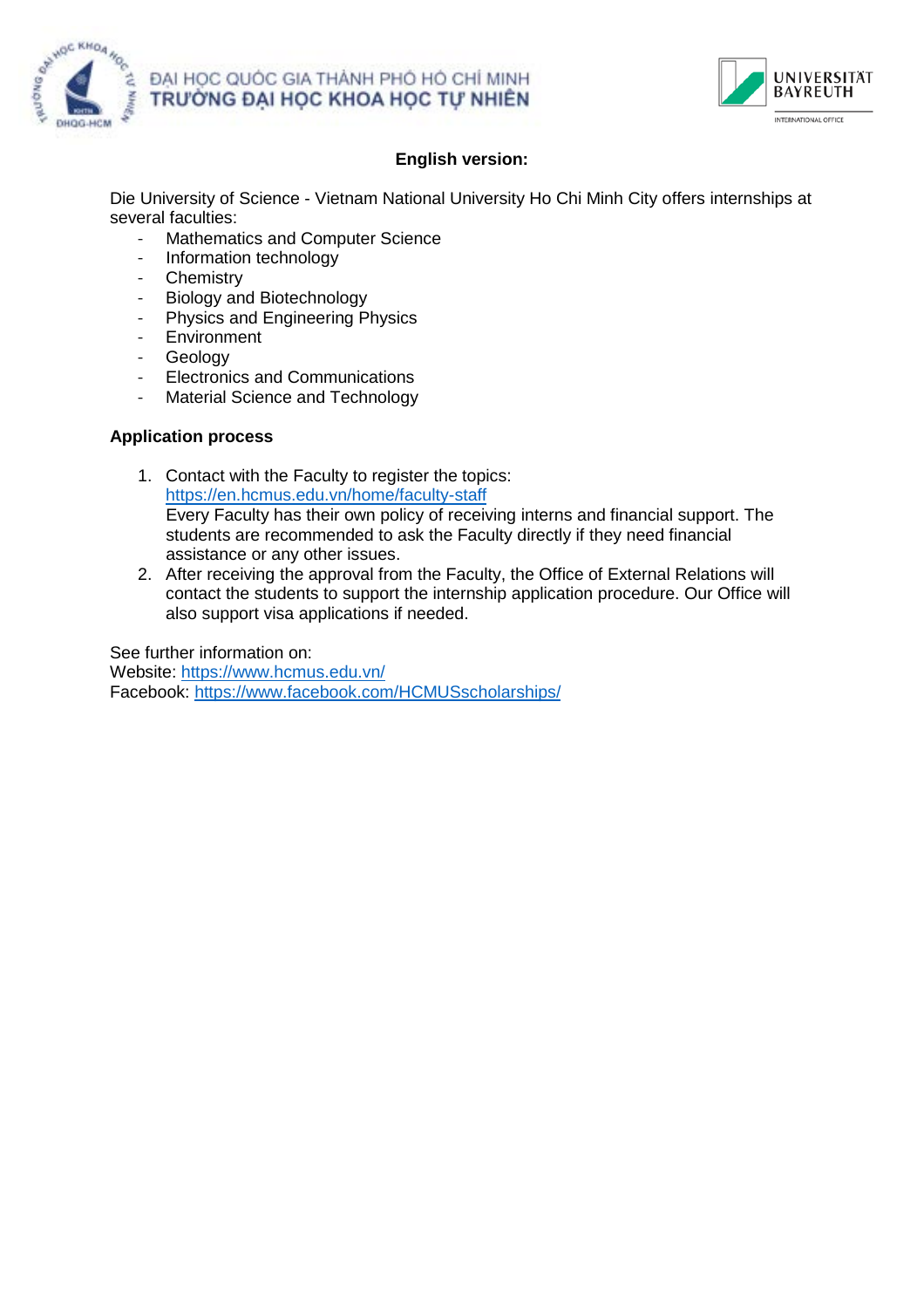**English version:**

Die University of Science - Vietnam National University Ho Chi Minh City offers internships at several faculties:

- Mathematics and Computer Science
- Information technology
- Chemistry
- Biology and Biotechnology
- Physics and Engineering Physics
- Environment
- Geology
- Electronics and Communications
- Material Science and Technology

**Application process**

1. Contact with the Faculty to register the topics: https://en.hcmus.edu.vn/home/faculty-staff
   Every Faculty has their own policy of receiving interns and financial support. The students are recommended to ask the Faculty directly if they need financial assistance or any other issues.
2. After receiving the approval from the Faculty, the Office of External Relations will contact the students to support the internship application procedure. Our Office will also support visa applications if needed.

See further information on:
Website: https://www.hcmus.edu.vn/
Facebook: https://www.facebook.com/HCMUSscholarships/